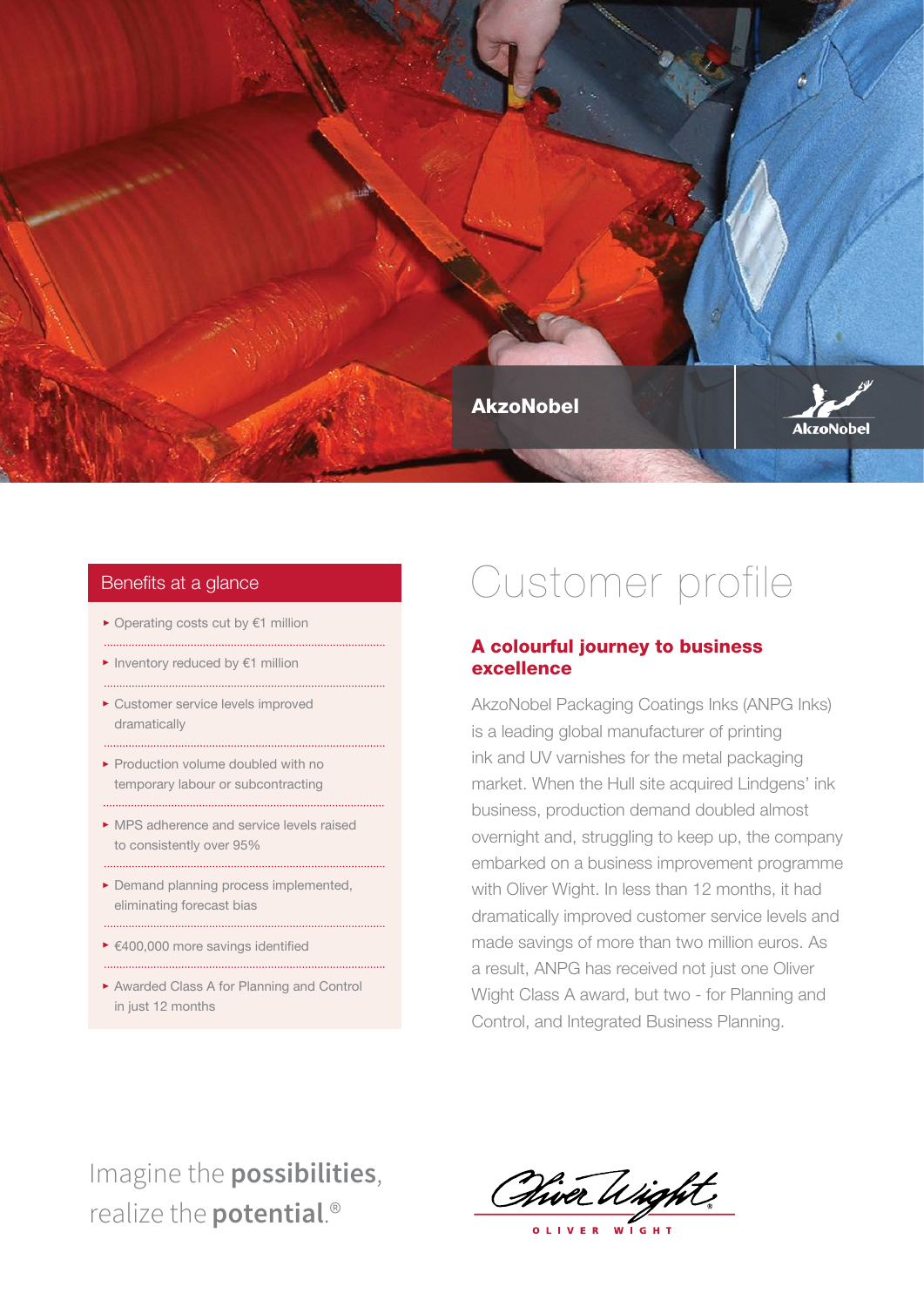AkzoNobel

# Customer profile

## A colourful journey to business excellence

AkzoNobel Packaging Coatings Inks (ANPG Inks) is a leading global manufacturer of printing ink and UV varnishes for the metal packaging market. When the Hull site acquired Lindgens' ink business, production demand doubled almost overnight and, struggling to keep up, the company embarked on a business improvement programme with Oliver Wight. In less than 12 months, it had dramatically improved customer service levels and made savings of more than two million euros. As a result, ANPG has received not just one Oliver Wight Class A award, but two - for Planning and Control, and Integrated Business Planning.

### Benefits at a glance

- Operating costs cut by €1 million
- Inventory reduced by €1 million
- Customer service levels improved dramatically
- Production volume doubled with no temporary labour or subcontracting
- MPS adherence and service levels raised to consistently over 95%
- Demand planning process implemented, eliminating forecast bias
- €400,000 more savings identified
- Awarded Class A for Planning and Control in just 12 months

Imagine the **possibilities**, realize the **potential**.®

OLIVER WIGHT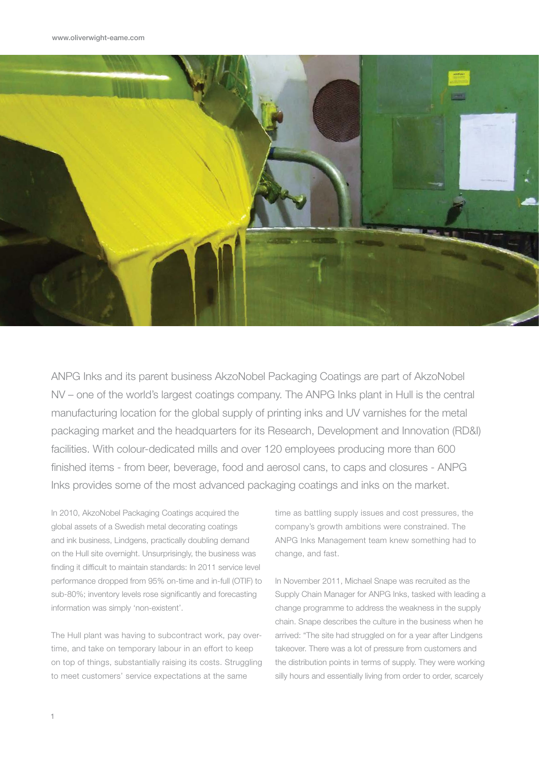ANPG Inks and its parent business AkzoNobel Packaging Coatings are part of AkzoNobel NV – one of the world's largest coatings company. The ANPG Inks plant in Hull is the central manufacturing location for the global supply of printing inks and UV varnishes for the metal packaging market and the headquarters for its Research, Development and Innovation (RD&I) facilities. With colour-dedicated mills and over 120 employees producing more than 600 finished items - from beer, beverage, food and aerosol cans, to caps and closures - ANPG Inks provides some of the most advanced packaging coatings and inks on the market.

In 2010, AkzoNobel Packaging Coatings acquired the global assets of a Swedish metal decorating coatings and ink business, Lindgens, practically doubling demand on the Hull site overnight. Unsurprisingly, the business was finding it difficult to maintain standards: In 2011 service level performance dropped from 95% on-time and in-full (OTIF) to sub-80%; inventory levels rose significantly and forecasting information was simply 'non-existent'.

The Hull plant was having to subcontract work, pay overtime, and take on temporary labour in an effort to keep on top of things, substantially raising its costs. Struggling to meet customers' service expectations at the same time as battling supply issues and cost pressures, the company's growth ambitions were constrained. The ANPG Inks Management team knew something had to change, and fast.

In November 2011, Michael Snape was recruited as the Supply Chain Manager for ANPG Inks, tasked with leading a change programme to address the weakness in the supply chain. Snape describes the culture in the business when he arrived: "The site had struggled on for a year after Lindgens takeover. There was a lot of pressure from customers and the distribution points in terms of supply. They were working silly hours and essentially living from order to order, scarcely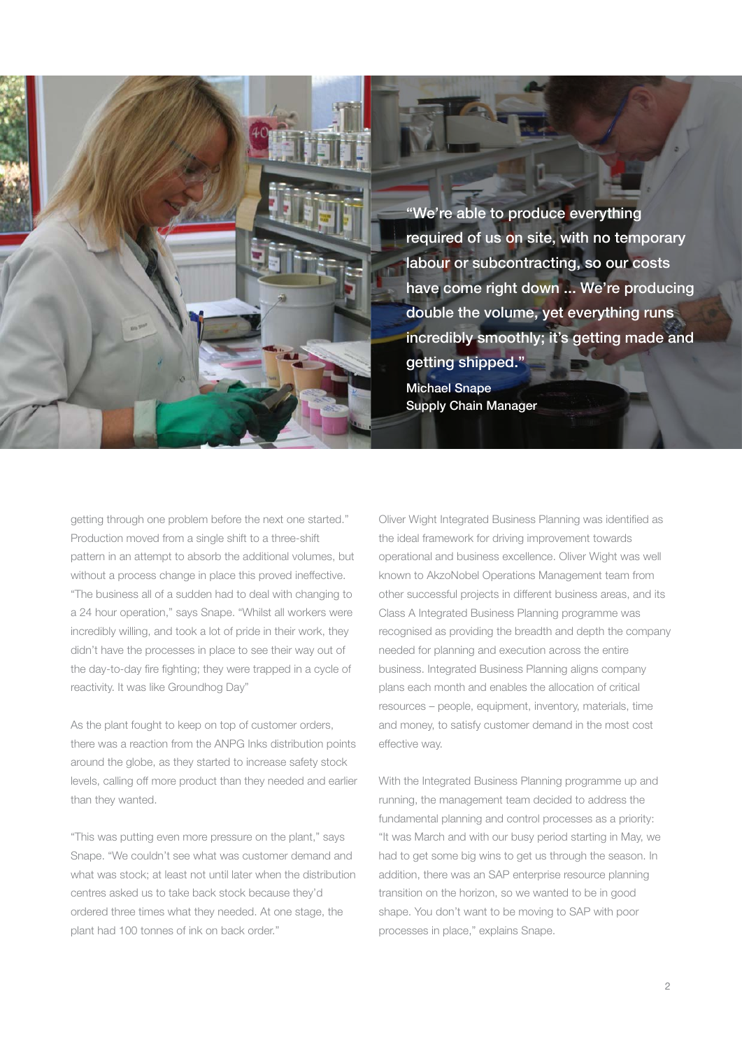> "We're able to produce everything required of us on site, with no temporary labour or subcontracting, so our costs have come right down ... We're producing double the volume, yet everything runs incredibly smoothly; it's getting made and getting shipped."
>
> **Michael Snape**
> **Supply Chain Manager**

getting through one problem before the next one started." Production moved from a single shift to a three-shift pattern in an attempt to absorb the additional volumes, but without a process change in place this proved ineffective. "The business all of a sudden had to deal with changing to a 24 hour operation," says Snape. "Whilst all workers were incredibly willing, and took a lot of pride in their work, they didn't have the processes in place to see their way out of the day-to-day fire fighting; they were trapped in a cycle of reactivity. It was like Groundhog Day"

As the plant fought to keep on top of customer orders, there was a reaction from the ANPG Inks distribution points around the globe, as they started to increase safety stock levels, calling off more product than they needed and earlier than they wanted.

"This was putting even more pressure on the plant," says Snape. "We couldn't see what was customer demand and what was stock; at least not until later when the distribution centres asked us to take back stock because they'd ordered three times what they needed. At one stage, the plant had 100 tonnes of ink on back order."

Oliver Wight Integrated Business Planning was identified as the ideal framework for driving improvement towards operational and business excellence. Oliver Wight was well known to AkzoNobel Operations Management team from other successful projects in different business areas, and its Class A Integrated Business Planning programme was recognised as providing the breadth and depth the company needed for planning and execution across the entire business. Integrated Business Planning aligns company plans each month and enables the allocation of critical resources – people, equipment, inventory, materials, time and money, to satisfy customer demand in the most cost effective way.

With the Integrated Business Planning programme up and running, the management team decided to address the fundamental planning and control processes as a priority: "It was March and with our busy period starting in May, we had to get some big wins to get us through the season. In addition, there was an SAP enterprise resource planning transition on the horizon, so we wanted to be in good shape. You don't want to be moving to SAP with poor processes in place," explains Snape.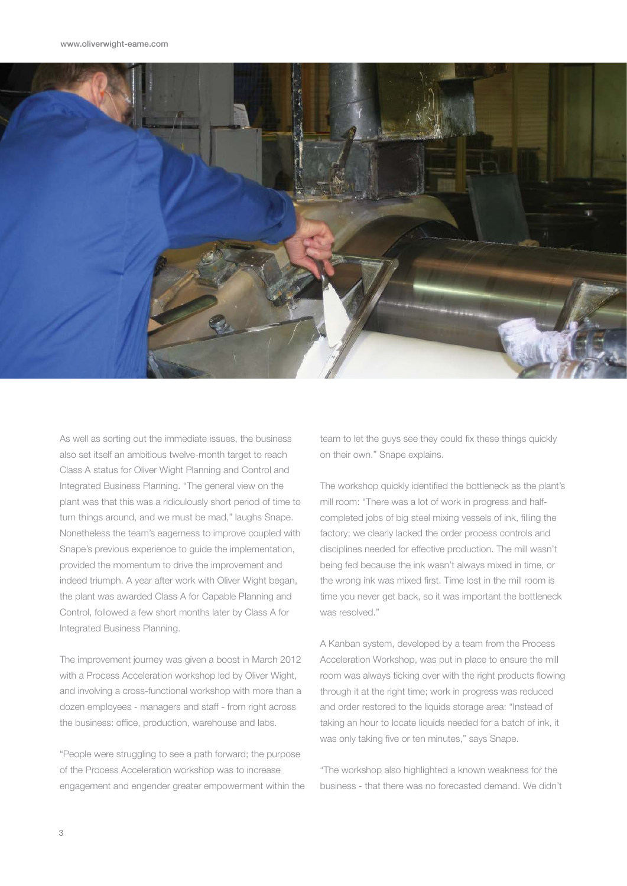As well as sorting out the immediate issues, the business also set itself an ambitious twelve-month target to reach Class A status for Oliver Wight Planning and Control and Integrated Business Planning. "The general view on the plant was that this was a ridiculously short period of time to turn things around, and we must be mad," laughs Snape. Nonetheless the team's eagerness to improve coupled with Snape's previous experience to guide the implementation, provided the momentum to drive the improvement and indeed triumph. A year after work with Oliver Wight began, the plant was awarded Class A for Capable Planning and Control, followed a few short months later by Class A for Integrated Business Planning.

The improvement journey was given a boost in March 2012 with a Process Acceleration workshop led by Oliver Wight, and involving a cross-functional workshop with more than a dozen employees - managers and staff - from right across the business: office, production, warehouse and labs.

"People were struggling to see a path forward; the purpose of the Process Acceleration workshop was to increase engagement and engender greater empowerment within the team to let the guys see they could fix these things quickly on their own." Snape explains.

The workshop quickly identified the bottleneck as the plant's mill room: "There was a lot of work in progress and half-completed jobs of big steel mixing vessels of ink, filling the factory; we clearly lacked the order process controls and disciplines needed for effective production. The mill wasn't being fed because the ink wasn't always mixed in time, or the wrong ink was mixed first. Time lost in the mill room is time you never get back, so it was important the bottleneck was resolved."

A Kanban system, developed by a team from the Process Acceleration Workshop, was put in place to ensure the mill room was always ticking over with the right products flowing through it at the right time; work in progress was reduced and order restored to the liquids storage area: "Instead of taking an hour to locate liquids needed for a batch of ink, it was only taking five or ten minutes," says Snape.

"The workshop also highlighted a known weakness for the business - that there was no forecasted demand. We didn't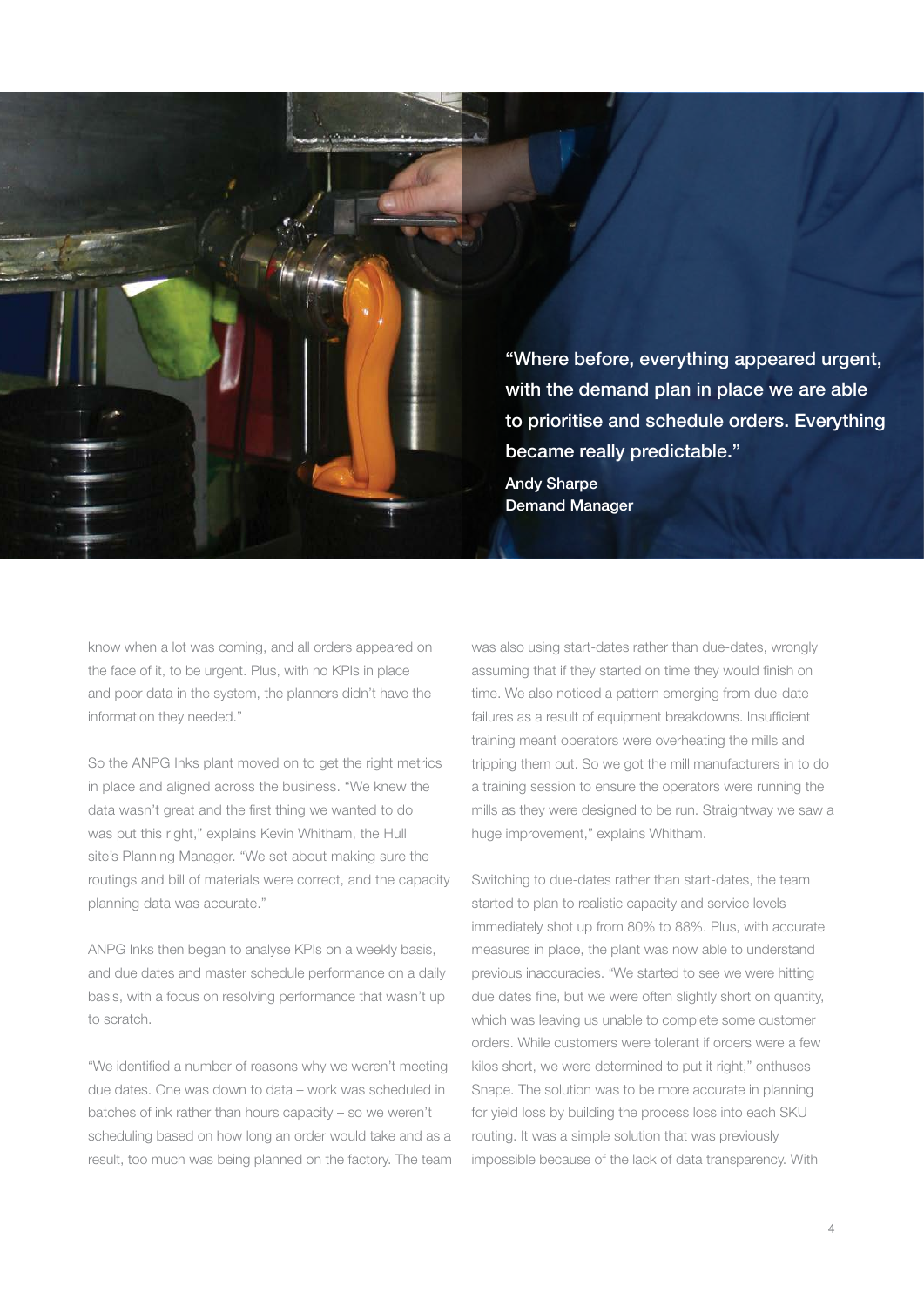> "Where before, everything appeared urgent, with the demand plan in place we are able to prioritise and schedule orders. Everything became really predictable."
>
> **Andy Sharpe**
> **Demand Manager**

know when a lot was coming, and all orders appeared on the face of it, to be urgent. Plus, with no KPIs in place and poor data in the system, the planners didn't have the information they needed."

So the ANPG Inks plant moved on to get the right metrics in place and aligned across the business. "We knew the data wasn't great and the first thing we wanted to do was put this right," explains Kevin Whitham, the Hull site's Planning Manager. "We set about making sure the routings and bill of materials were correct, and the capacity planning data was accurate."

ANPG Inks then began to analyse KPIs on a weekly basis, and due dates and master schedule performance on a daily basis, with a focus on resolving performance that wasn't up to scratch.

"We identified a number of reasons why we weren't meeting due dates. One was down to data – work was scheduled in batches of ink rather than hours capacity – so we weren't scheduling based on how long an order would take and as a result, too much was being planned on the factory. The team was also using start-dates rather than due-dates, wrongly assuming that if they started on time they would finish on time. We also noticed a pattern emerging from due-date failures as a result of equipment breakdowns. Insufficient training meant operators were overheating the mills and tripping them out. So we got the mill manufacturers in to do a training session to ensure the operators were running the mills as they were designed to be run. Straightway we saw a huge improvement," explains Whitham.

Switching to due-dates rather than start-dates, the team started to plan to realistic capacity and service levels immediately shot up from 80% to 88%. Plus, with accurate measures in place, the plant was now able to understand previous inaccuracies. "We started to see we were hitting due dates fine, but we were often slightly short on quantity, which was leaving us unable to complete some customer orders. While customers were tolerant if orders were a few kilos short, we were determined to put it right," enthuses Snape. The solution was to be more accurate in planning for yield loss by building the process loss into each SKU routing. It was a simple solution that was previously impossible because of the lack of data transparency. With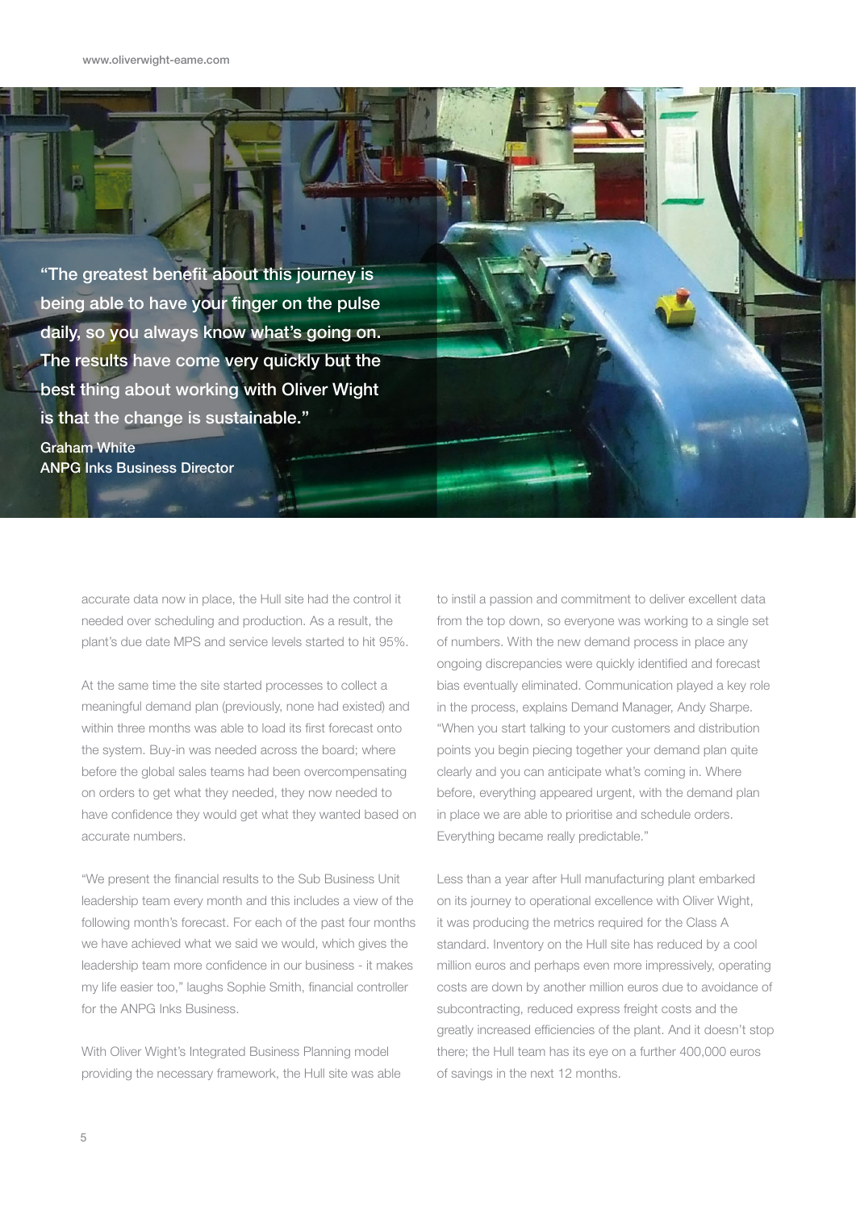> "The greatest benefit about this journey is being able to have your finger on the pulse daily, so you always know what's going on. The results have come very quickly but the best thing about working with Oliver Wight is that the change is sustainable."
>
> **Graham White**
> **ANPG Inks Business Director**

accurate data now in place, the Hull site had the control it needed over scheduling and production. As a result, the plant's due date MPS and service levels started to hit 95%.

At the same time the site started processes to collect a meaningful demand plan (previously, none had existed) and within three months was able to load its first forecast onto the system. Buy-in was needed across the board; where before the global sales teams had been overcompensating on orders to get what they needed, they now needed to have confidence they would get what they wanted based on accurate numbers.

"We present the financial results to the Sub Business Unit leadership team every month and this includes a view of the following month's forecast. For each of the past four months we have achieved what we said we would, which gives the leadership team more confidence in our business - it makes my life easier too," laughs Sophie Smith, financial controller for the ANPG Inks Business.

With Oliver Wight's Integrated Business Planning model providing the necessary framework, the Hull site was able to instil a passion and commitment to deliver excellent data from the top down, so everyone was working to a single set of numbers. With the new demand process in place any ongoing discrepancies were quickly identified and forecast bias eventually eliminated. Communication played a key role in the process, explains Demand Manager, Andy Sharpe. "When you start talking to your customers and distribution points you begin piecing together your demand plan quite clearly and you can anticipate what's coming in. Where before, everything appeared urgent, with the demand plan in place we are able to prioritise and schedule orders. Everything became really predictable."

Less than a year after Hull manufacturing plant embarked on its journey to operational excellence with Oliver Wight, it was producing the metrics required for the Class A standard. Inventory on the Hull site has reduced by a cool million euros and perhaps even more impressively, operating costs are down by another million euros due to avoidance of subcontracting, reduced express freight costs and the greatly increased efficiencies of the plant. And it doesn't stop there; the Hull team has its eye on a further 400,000 euros of savings in the next 12 months.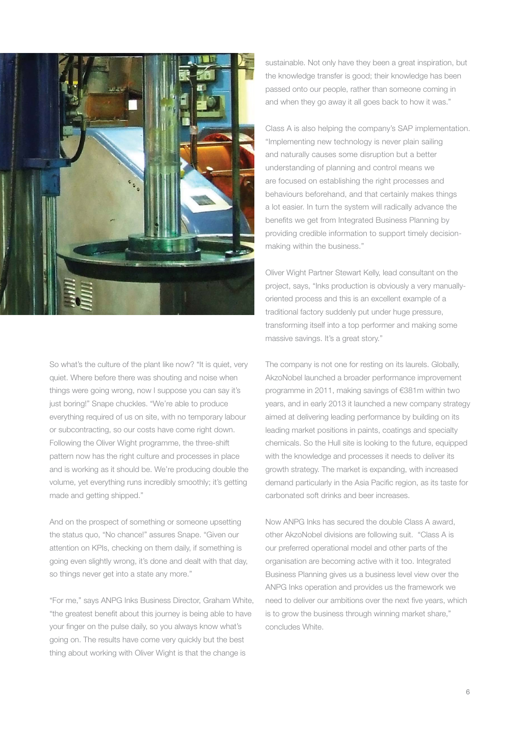So what's the culture of the plant like now? "It is quiet, very quiet. Where before there was shouting and noise when things were going wrong, now I suppose you can say it's just boring!" Snape chuckles. "We're able to produce everything required of us on site, with no temporary labour or subcontracting, so our costs have come right down. Following the Oliver Wight programme, the three-shift pattern now has the right culture and processes in place and is working as it should be. We're producing double the volume, yet everything runs incredibly smoothly; it's getting made and getting shipped."

And on the prospect of something or someone upsetting the status quo, "No chance!" assures Snape. "Given our attention on KPIs, checking on them daily, if something is going even slightly wrong, it's done and dealt with that day, so things never get into a state any more."

"For me," says ANPG Inks Business Director, Graham White, "the greatest benefit about this journey is being able to have your finger on the pulse daily, so you always know what's going on. The results have come very quickly but the best thing about working with Oliver Wight is that the change is sustainable. Not only have they been a great inspiration, but the knowledge transfer is good; their knowledge has been passed onto our people, rather than someone coming in and when they go away it all goes back to how it was."

Class A is also helping the company's SAP implementation. "Implementing new technology is never plain sailing and naturally causes some disruption but a better understanding of planning and control means we are focused on establishing the right processes and behaviours beforehand, and that certainly makes things a lot easier. In turn the system will radically advance the benefits we get from Integrated Business Planning by providing credible information to support timely decision-making within the business."

Oliver Wight Partner Stewart Kelly, lead consultant on the project, says, "Inks production is obviously a very manually-oriented process and this is an excellent example of a traditional factory suddenly put under huge pressure, transforming itself into a top performer and making some massive savings. It's a great story."

The company is not one for resting on its laurels. Globally, AkzoNobel launched a broader performance improvement programme in 2011, making savings of €381m within two years, and in early 2013 it launched a new company strategy aimed at delivering leading performance by building on its leading market positions in paints, coatings and specialty chemicals. So the Hull site is looking to the future, equipped with the knowledge and processes it needs to deliver its growth strategy. The market is expanding, with increased demand particularly in the Asia Pacific region, as its taste for carbonated soft drinks and beer increases.

Now ANPG Inks has secured the double Class A award, other AkzoNobel divisions are following suit. "Class A is our preferred operational model and other parts of the organisation are becoming active with it too. Integrated Business Planning gives us a business level view over the ANPG Inks operation and provides us the framework we need to deliver our ambitions over the next five years, which is to grow the business through winning market share," concludes White.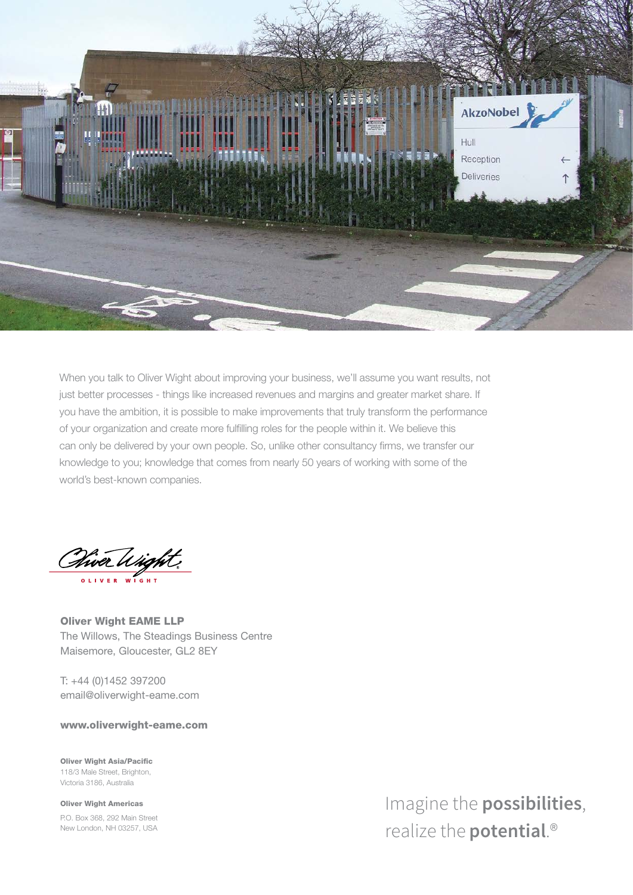When you talk to Oliver Wight about improving your business, we'll assume you want results, not just better processes - things like increased revenues and margins and greater market share. If you have the ambition, it is possible to make improvements that truly transform the performance of your organization and create more fulfilling roles for the people within it. We believe this can only be delivered by your own people. So, unlike other consultancy firms, we transfer our knowledge to you; knowledge that comes from nearly 50 years of working with some of the world's best-known companies.

OLIVER WIGHT

**Oliver Wight EAME LLP**
The Willows, The Steadings Business Centre
Maisemore, Gloucester, GL2 8EY

T: +44 (0)1452 397200
email@oliverwight-eame.com

**www.oliverwight-eame.com**

**Oliver Wight Asia/Pacific**
118/3 Male Street, Brighton,
Victoria 3186, Australia

**Oliver Wight Americas**
P.O. Box 368, 292 Main Street
New London, NH 03257, USA

Imagine the **possibilities**, realize the **potential**.®